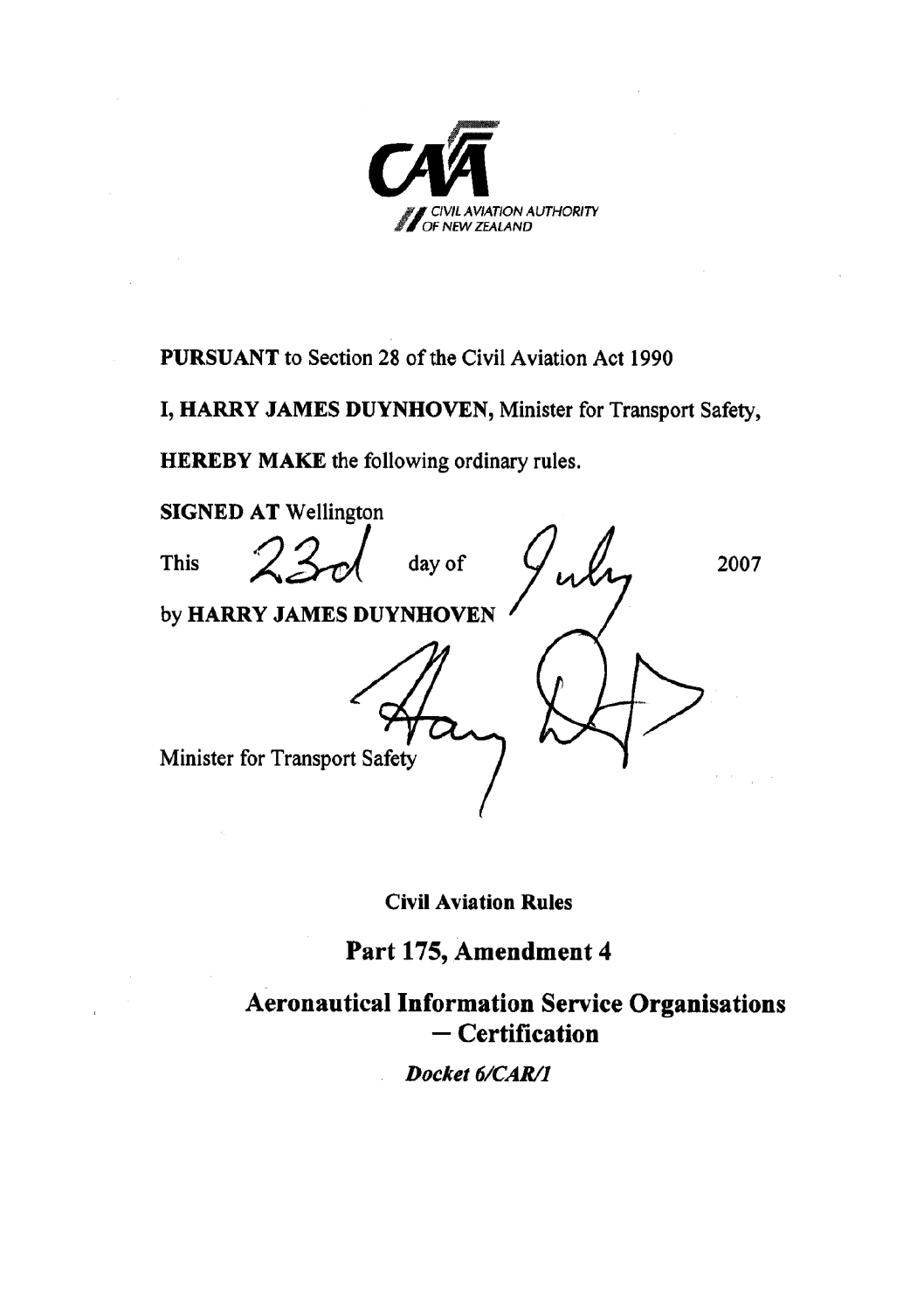CIVIL AVIATION AUTHORITY OF NEW ZEALAND

**PURSUANT** to Section 28 of the Civil Aviation Act 1990

**I, HARRY JAMES DUYNHOVEN,** Minister for Transport Safety,

**HEREBY MAKE** the following ordinary rules.

**SIGNED AT** Wellington

This 23rd day of July 2007

by **HARRY JAMES DUYNHOVEN**

Minister for Transport Safety

**Civil Aviation Rules**

## Part 175, Amendment 4

## Aeronautical Information Service Organisations – Certification

***Docket 6/CAR/1***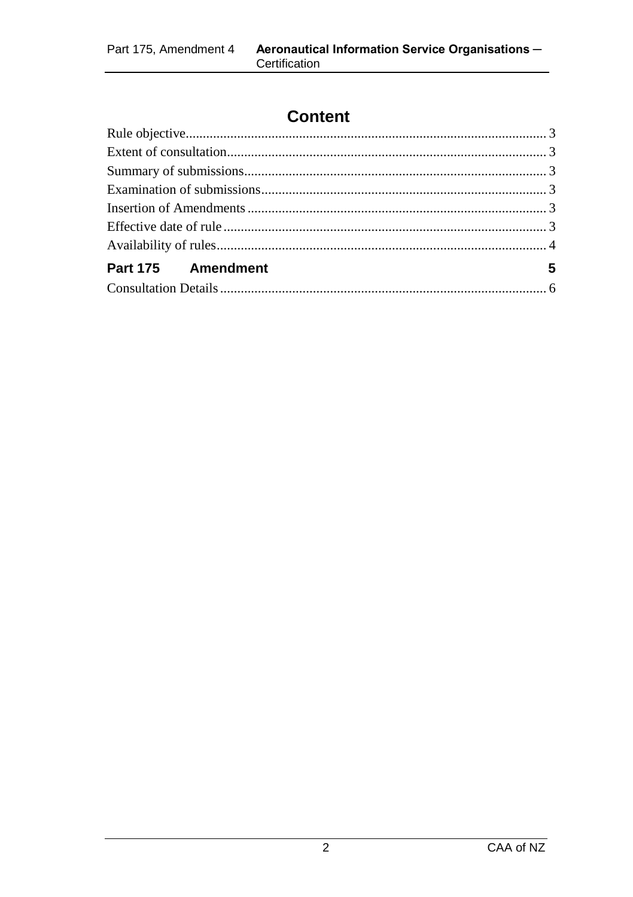# Content

Rule objective........................................................................................................ 3
Extent of consultation............................................................................................ 3
Summary of submissions....................................................................................... 3
Examination of submissions.................................................................................. 3
Insertion of Amendments...................................................................................... 3
Effective date of rule............................................................................................. 3
Availability of rules............................................................................................... 4

**Part 175 Amendment** 5

Consultation Details.............................................................................................. 6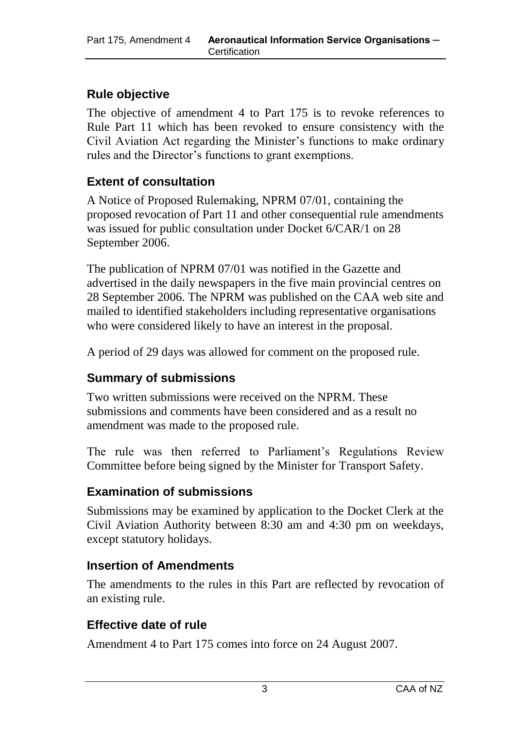## Rule objective

The objective of amendment 4 to Part 175 is to revoke references to Rule Part 11 which has been revoked to ensure consistency with the Civil Aviation Act regarding the Minister's functions to make ordinary rules and the Director's functions to grant exemptions.

## Extent of consultation

A Notice of Proposed Rulemaking, NPRM 07/01, containing the proposed revocation of Part 11 and other consequential rule amendments was issued for public consultation under Docket 6/CAR/1 on 28 September 2006.

The publication of NPRM 07/01 was notified in the Gazette and advertised in the daily newspapers in the five main provincial centres on 28 September 2006. The NPRM was published on the CAA web site and mailed to identified stakeholders including representative organisations who were considered likely to have an interest in the proposal.

A period of 29 days was allowed for comment on the proposed rule.

## Summary of submissions

Two written submissions were received on the NPRM. These submissions and comments have been considered and as a result no amendment was made to the proposed rule.

The rule was then referred to Parliament's Regulations Review Committee before being signed by the Minister for Transport Safety.

## Examination of submissions

Submissions may be examined by application to the Docket Clerk at the Civil Aviation Authority between 8:30 am and 4:30 pm on weekdays, except statutory holidays.

## Insertion of Amendments

The amendments to the rules in this Part are reflected by revocation of an existing rule.

## Effective date of rule

Amendment 4 to Part 175 comes into force on 24 August 2007.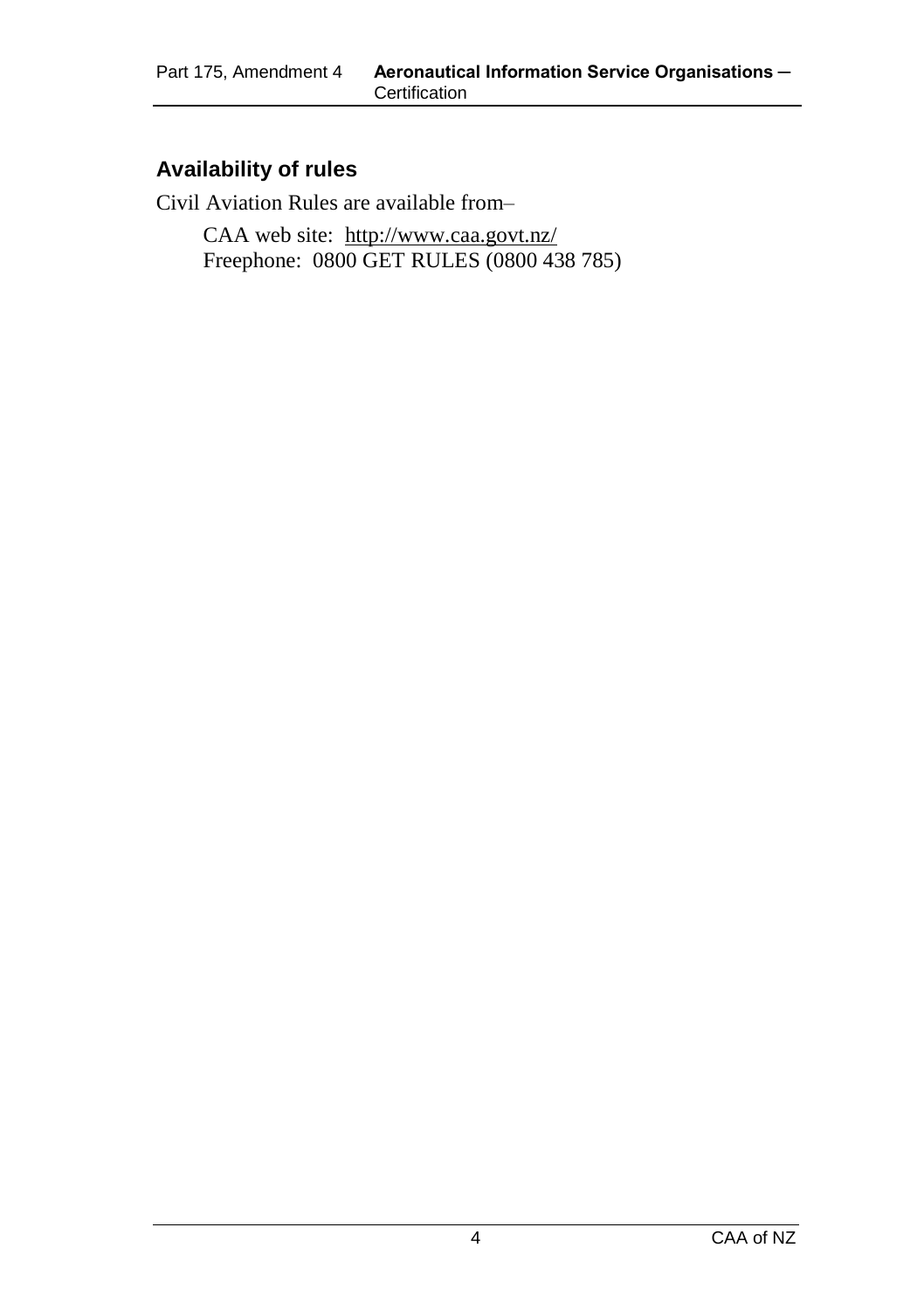## Availability of rules

Civil Aviation Rules are available from–

CAA web site: http://www.caa.govt.nz/
Freephone: 0800 GET RULES (0800 438 785)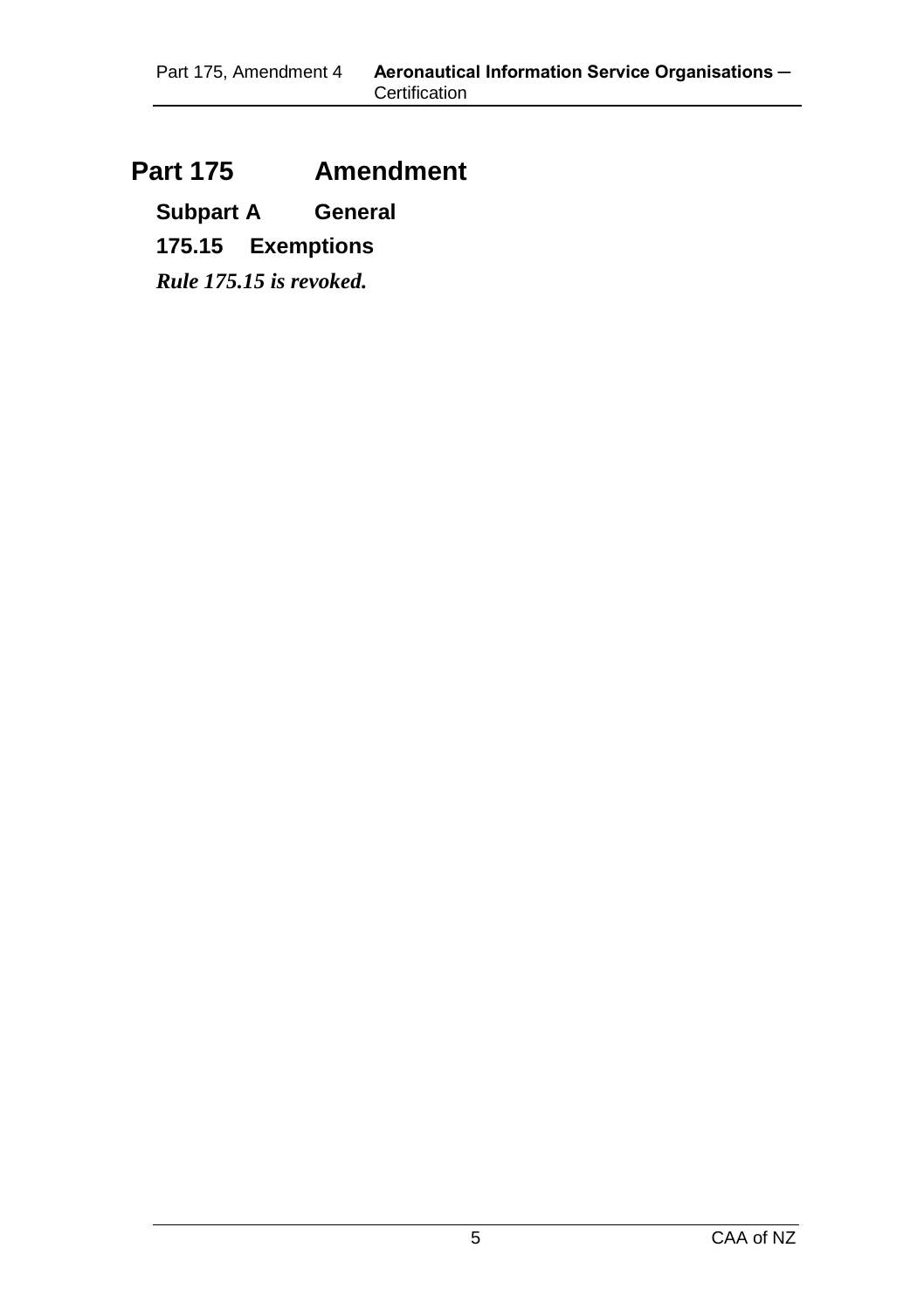# Part 175 Amendment

## Subpart A General

### 175.15 Exemptions

***Rule 175.15 is revoked.***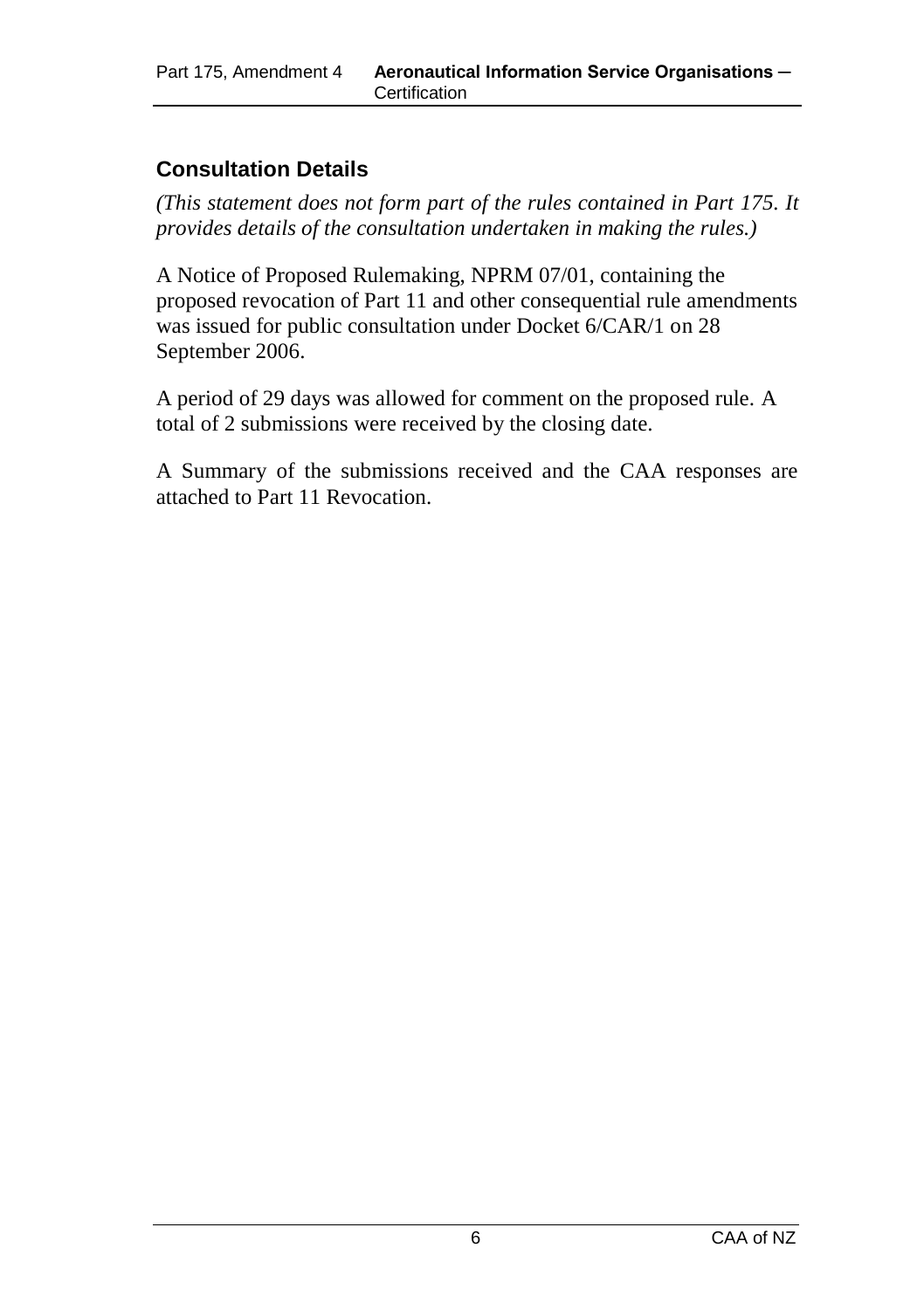## Consultation Details

*(This statement does not form part of the rules contained in Part 175. It provides details of the consultation undertaken in making the rules.)*

A Notice of Proposed Rulemaking, NPRM 07/01, containing the proposed revocation of Part 11 and other consequential rule amendments was issued for public consultation under Docket 6/CAR/1 on 28 September 2006.

A period of 29 days was allowed for comment on the proposed rule. A total of 2 submissions were received by the closing date.

A Summary of the submissions received and the CAA responses are attached to Part 11 Revocation.